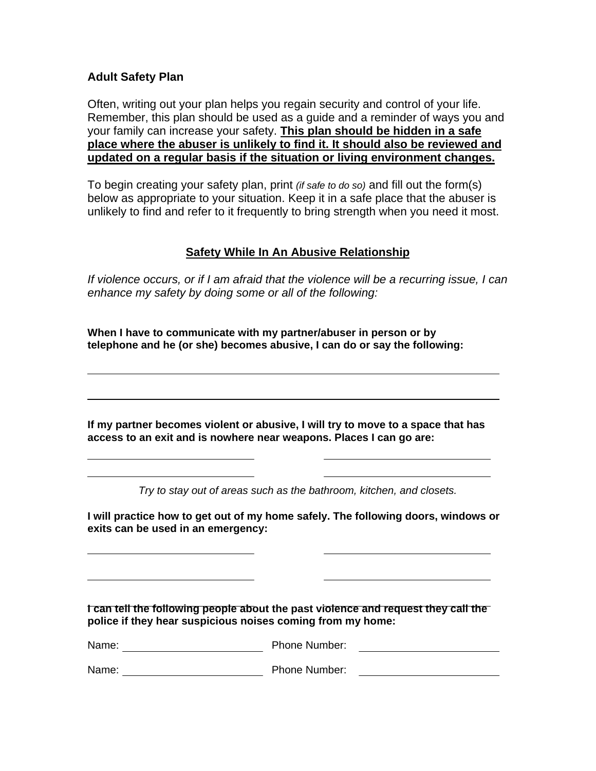**Adult Safety Plan**

Often, writing out your plan helps you regain security and control of your life. Remember, this plan should be used as a guide and a reminder of ways you and your family can increase your safety. **This plan should be hidden in a safe place where the abuser is unlikely to find it. It should also be reviewed and updated on a regular basis if the situation or living environment changes.**

To begin creating your safety plan, print *(if safe to do so)* and fill out the form(s) below as appropriate to your situation. Keep it in a safe place that the abuser is unlikely to find and refer to it frequently to bring strength when you need it most.

## Safety While In An Abusive Relationship

*If violence occurs, or if I am afraid that the violence will be a recurring issue, I can enhance my safety by doing some or all of the following:*

**When I have to communicate with my partner/abuser in person or by telephone and he (or she) becomes abusive, I can do or say the following:**

______________________________________________________________________

______________________________________________________________________

**If my partner becomes violent or abusive, I will try to move to a space that has access to an exit and is nowhere near weapons. Places I can go are:**

______________________________ ______________________________

______________________________ ______________________________

*Try to stay out of areas such as the bathroom, kitchen, and closets.*

**I will practice how to get out of my home safely. The following doors, windows or exits can be used in an emergency:**

______________________________ ______________________________

______________________________ ______________________________

**I can tell the following people about the past violence and request they call the police if they hear suspicious noises coming from my home:**

Name: ________________________ Phone Number: ________________________

Name: ________________________ Phone Number: ________________________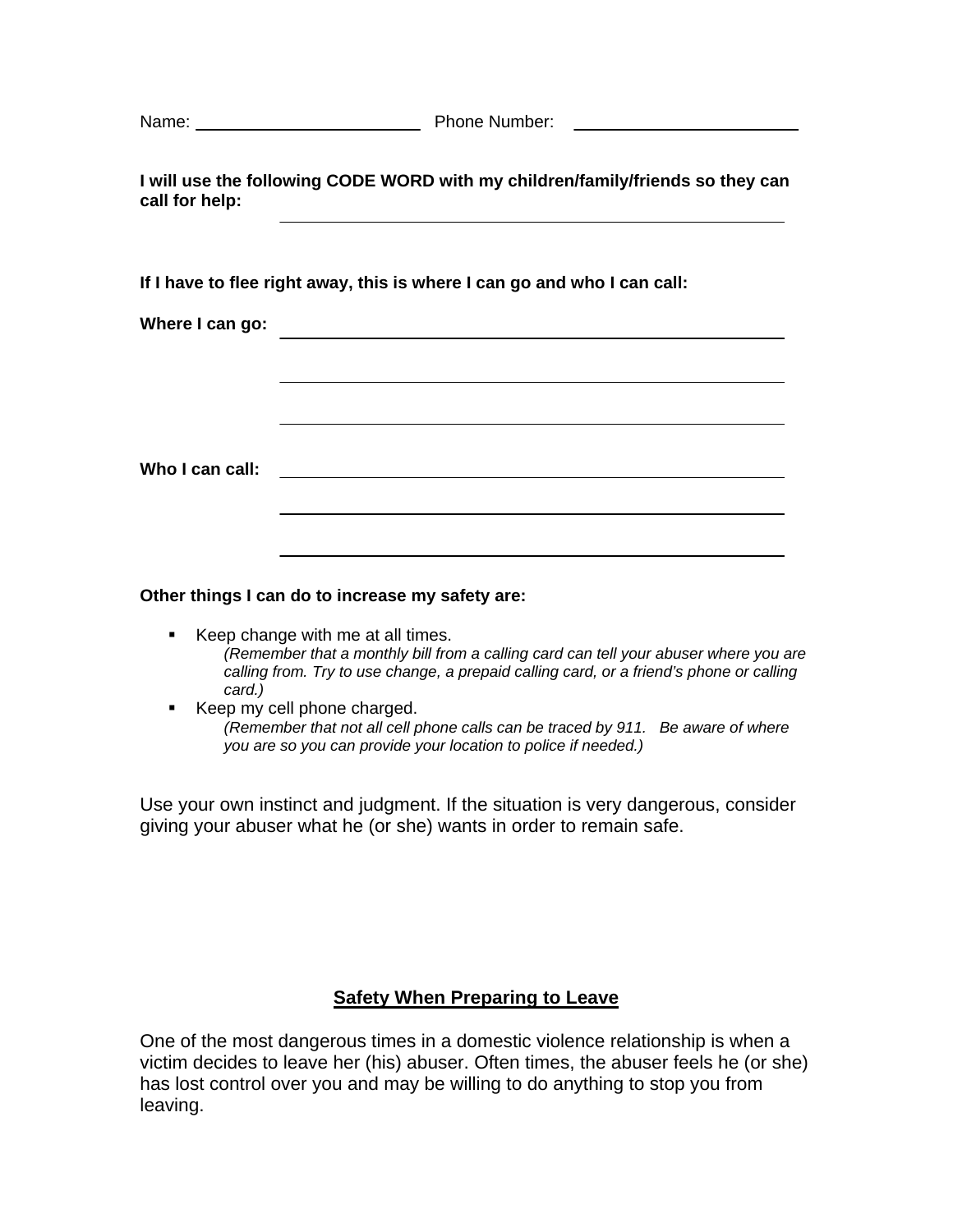Name: ________________________ Phone Number: ________________________

**I will use the following CODE WORD with my children/family/friends so they can call for help:**

________________________________________________________

**If I have to flee right away, this is where I can go and who I can call:**

**Where I can go:** ________________________________________________________

________________________________________________________

________________________________________________________

**Who I can call:** ________________________________________________________

________________________________________________________

________________________________________________________

**Other things I can do to increase my safety are:**

- Keep change with me at all times.
  *(Remember that a monthly bill from a calling card can tell your abuser where you are calling from. Try to use change, a prepaid calling card, or a friend's phone or calling card.)*
- Keep my cell phone charged.
  *(Remember that not all cell phone calls can be traced by 911. Be aware of where you are so you can provide your location to police if needed.)*

Use your own instinct and judgment. If the situation is very dangerous, consider giving your abuser what he (or she) wants in order to remain safe.

## Safety When Preparing to Leave

One of the most dangerous times in a domestic violence relationship is when a victim decides to leave her (his) abuser. Often times, the abuser feels he (or she) has lost control over you and may be willing to do anything to stop you from leaving.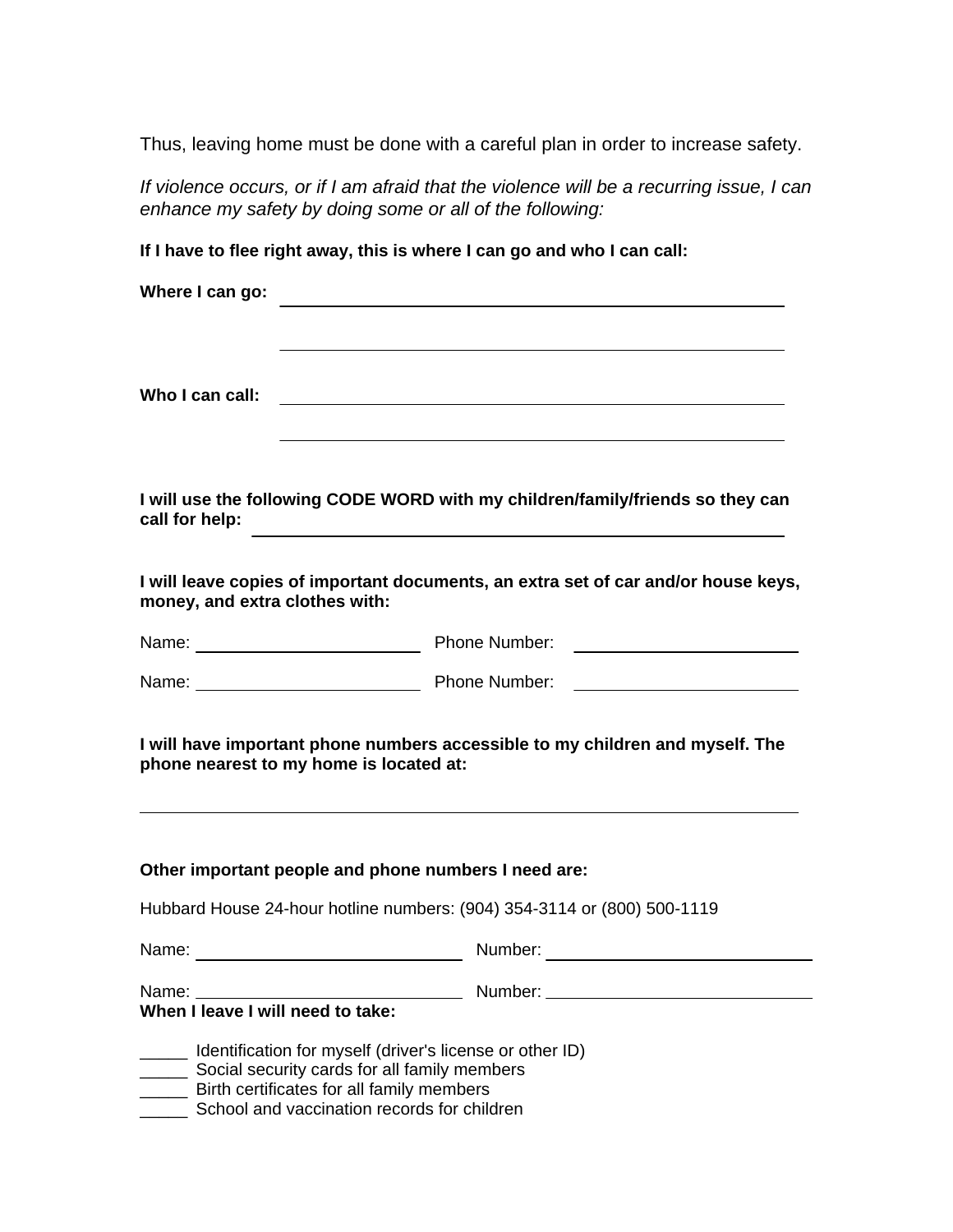Thus, leaving home must be done with a careful plan in order to increase safety.

*If violence occurs, or if I am afraid that the violence will be a recurring issue, I can enhance my safety by doing some or all of the following:*

**If I have to flee right away, this is where I can go and who I can call:**

**Where I can go:** ______________________________________________

______________________________________________

**Who I can call:** ______________________________________________

______________________________________________

**I will use the following CODE WORD with my children/family/friends so they can call for help:** ______________________________________________

**I will leave copies of important documents, an extra set of car and/or house keys, money, and extra clothes with:**

Name: ______________________ Phone Number: ______________________

Name: ______________________ Phone Number: ______________________

**I will have important phone numbers accessible to my children and myself. The phone nearest to my home is located at:**

______________________________________________________________

**Other important people and phone numbers I need are:**

Hubbard House 24-hour hotline numbers: (904) 354-3114 or (800) 500-1119

Name: ______________________ Number: ______________________

Name: ______________________ Number: ______________________

**When I leave I will need to take:**

_____ Identification for myself (driver's license or other ID)
_____ Social security cards for all family members
_____ Birth certificates for all family members
_____ School and vaccination records for children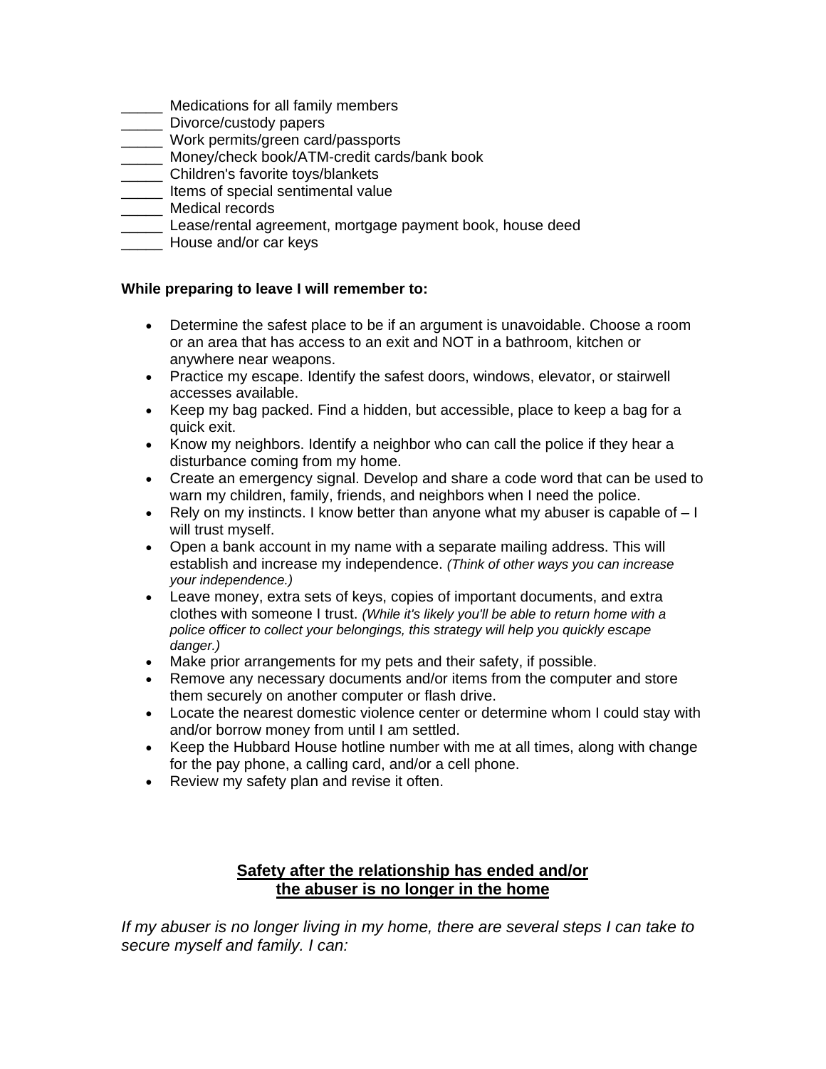_____ Medications for all family members
_____ Divorce/custody papers
_____ Work permits/green card/passports
_____ Money/check book/ATM-credit cards/bank book
_____ Children's favorite toys/blankets
_____ Items of special sentimental value
_____ Medical records
_____ Lease/rental agreement, mortgage payment book, house deed
_____ House and/or car keys

**While preparing to leave I will remember to:**

- Determine the safest place to be if an argument is unavoidable. Choose a room or an area that has access to an exit and NOT in a bathroom, kitchen or anywhere near weapons.
- Practice my escape. Identify the safest doors, windows, elevator, or stairwell accesses available.
- Keep my bag packed. Find a hidden, but accessible, place to keep a bag for a quick exit.
- Know my neighbors. Identify a neighbor who can call the police if they hear a disturbance coming from my home.
- Create an emergency signal. Develop and share a code word that can be used to warn my children, family, friends, and neighbors when I need the police.
- Rely on my instincts. I know better than anyone what my abuser is capable of – I will trust myself.
- Open a bank account in my name with a separate mailing address. This will establish and increase my independence. *(Think of other ways you can increase your independence.)*
- Leave money, extra sets of keys, copies of important documents, and extra clothes with someone I trust. *(While it's likely you'll be able to return home with a police officer to collect your belongings, this strategy will help you quickly escape danger.)*
- Make prior arrangements for my pets and their safety, if possible.
- Remove any necessary documents and/or items from the computer and store them securely on another computer or flash drive.
- Locate the nearest domestic violence center or determine whom I could stay with and/or borrow money from until I am settled.
- Keep the Hubbard House hotline number with me at all times, along with change for the pay phone, a calling card, and/or a cell phone.
- Review my safety plan and revise it often.

## Safety after the relationship has ended and/or the abuser is no longer in the home

*If my abuser is no longer living in my home, there are several steps I can take to secure myself and family. I can:*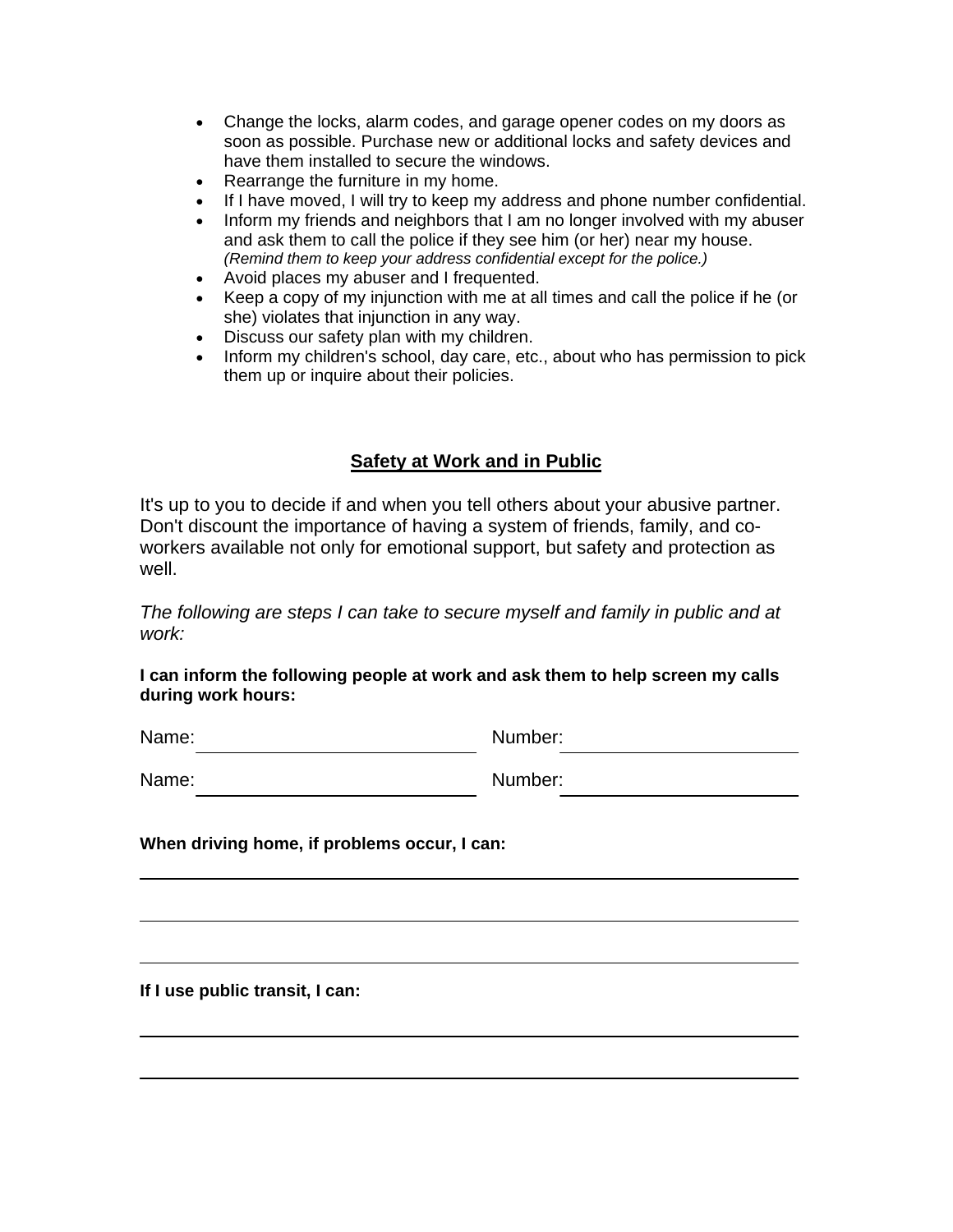- Change the locks, alarm codes, and garage opener codes on my doors as soon as possible. Purchase new or additional locks and safety devices and have them installed to secure the windows.
- Rearrange the furniture in my home.
- If I have moved, I will try to keep my address and phone number confidential.
- Inform my friends and neighbors that I am no longer involved with my abuser and ask them to call the police if they see him (or her) near my house. *(Remind them to keep your address confidential except for the police.)*
- Avoid places my abuser and I frequented.
- Keep a copy of my injunction with me at all times and call the police if he (or she) violates that injunction in any way.
- Discuss our safety plan with my children.
- Inform my children's school, day care, etc., about who has permission to pick them up or inquire about their policies.

## Safety at Work and in Public

It's up to you to decide if and when you tell others about your abusive partner. Don't discount the importance of having a system of friends, family, and co-workers available not only for emotional support, but safety and protection as well.

*The following are steps I can take to secure myself and family in public and at work:*

**I can inform the following people at work and ask them to help screen my calls during work hours:**

Name: ______________________ Number: ______________________

Name: ______________________ Number: ______________________

**When driving home, if problems occur, I can:**

______________________________________________________________

______________________________________________________________

______________________________________________________________

**If I use public transit, I can:**

______________________________________________________________

______________________________________________________________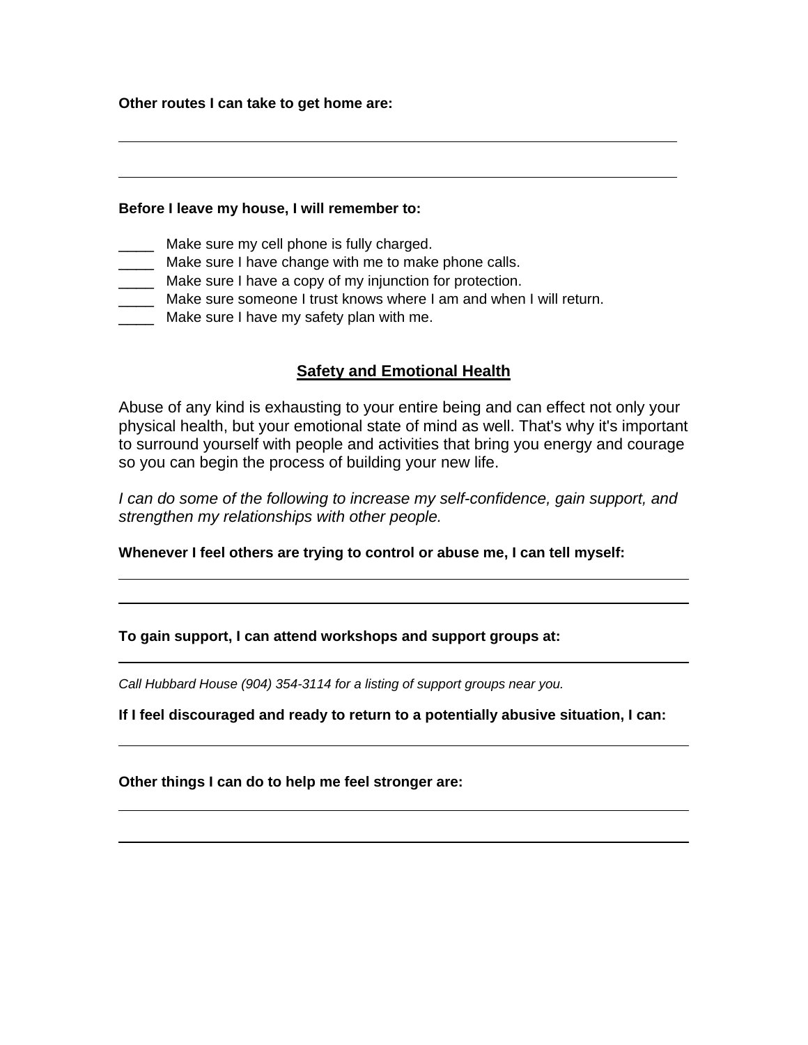**Other routes I can take to get home are:**

\_\_\_\_\_\_\_\_\_\_\_\_\_\_\_\_\_\_\_\_\_\_\_\_\_\_\_\_\_\_\_\_\_\_\_\_\_\_\_\_\_\_\_\_\_\_\_\_\_\_\_\_\_\_\_\_\_\_\_\_\_\_\_\_\_\_\_\_\_\_

\_\_\_\_\_\_\_\_\_\_\_\_\_\_\_\_\_\_\_\_\_\_\_\_\_\_\_\_\_\_\_\_\_\_\_\_\_\_\_\_\_\_\_\_\_\_\_\_\_\_\_\_\_\_\_\_\_\_\_\_\_\_\_\_\_\_\_\_\_\_

**Before I leave my house, I will remember to:**

____ Make sure my cell phone is fully charged.
____ Make sure I have change with me to make phone calls.
____ Make sure I have a copy of my injunction for protection.
____ Make sure someone I trust knows where I am and when I will return.
____ Make sure I have my safety plan with me.

## Safety and Emotional Health

Abuse of any kind is exhausting to your entire being and can effect not only your physical health, but your emotional state of mind as well. That's why it's important to surround yourself with people and activities that bring you energy and courage so you can begin the process of building your new life.

*I can do some of the following to increase my self-confidence, gain support, and strengthen my relationships with other people.*

**Whenever I feel others are trying to control or abuse me, I can tell myself:**

\_\_\_\_\_\_\_\_\_\_\_\_\_\_\_\_\_\_\_\_\_\_\_\_\_\_\_\_\_\_\_\_\_\_\_\_\_\_\_\_\_\_\_\_\_\_\_\_\_\_\_\_\_\_\_\_\_\_\_\_\_\_\_\_\_\_\_\_\_\_

\_\_\_\_\_\_\_\_\_\_\_\_\_\_\_\_\_\_\_\_\_\_\_\_\_\_\_\_\_\_\_\_\_\_\_\_\_\_\_\_\_\_\_\_\_\_\_\_\_\_\_\_\_\_\_\_\_\_\_\_\_\_\_\_\_\_\_\_\_\_

**To gain support, I can attend workshops and support groups at:**

\_\_\_\_\_\_\_\_\_\_\_\_\_\_\_\_\_\_\_\_\_\_\_\_\_\_\_\_\_\_\_\_\_\_\_\_\_\_\_\_\_\_\_\_\_\_\_\_\_\_\_\_\_\_\_\_\_\_\_\_\_\_\_\_\_\_\_\_\_\_

*Call Hubbard House (904) 354-3114 for a listing of support groups near you.*

**If I feel discouraged and ready to return to a potentially abusive situation, I can:**

\_\_\_\_\_\_\_\_\_\_\_\_\_\_\_\_\_\_\_\_\_\_\_\_\_\_\_\_\_\_\_\_\_\_\_\_\_\_\_\_\_\_\_\_\_\_\_\_\_\_\_\_\_\_\_\_\_\_\_\_\_\_\_\_\_\_\_\_\_\_

**Other things I can do to help me feel stronger are:**

\_\_\_\_\_\_\_\_\_\_\_\_\_\_\_\_\_\_\_\_\_\_\_\_\_\_\_\_\_\_\_\_\_\_\_\_\_\_\_\_\_\_\_\_\_\_\_\_\_\_\_\_\_\_\_\_\_\_\_\_\_\_\_\_\_\_\_\_\_\_

\_\_\_\_\_\_\_\_\_\_\_\_\_\_\_\_\_\_\_\_\_\_\_\_\_\_\_\_\_\_\_\_\_\_\_\_\_\_\_\_\_\_\_\_\_\_\_\_\_\_\_\_\_\_\_\_\_\_\_\_\_\_\_\_\_\_\_\_\_\_